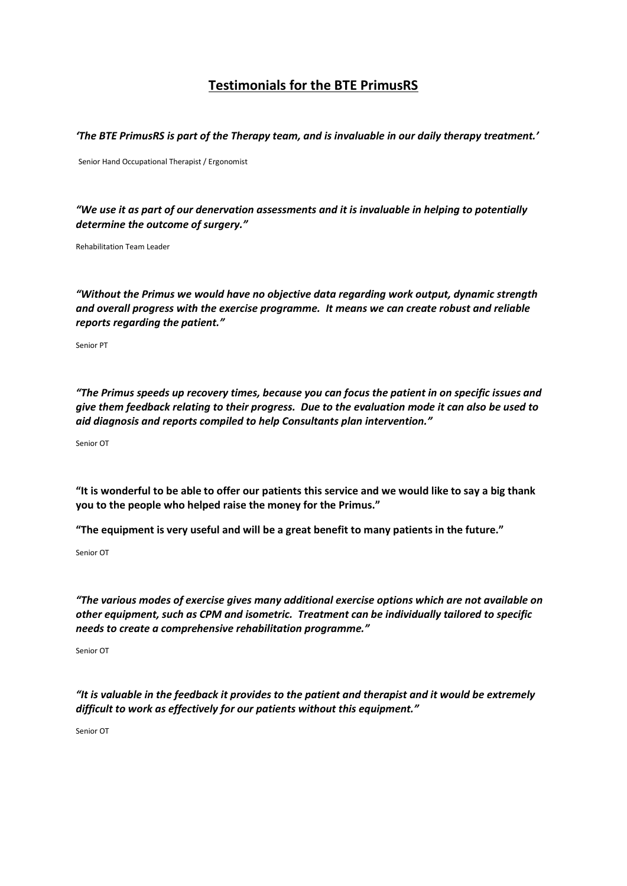# **Testimonials for the BTE PrimusRS**

***'The BTE PrimusRS is part of the Therapy team, and is invaluable in our daily therapy treatment.'***

Senior Hand Occupational Therapist / Ergonomist

***"We use it as part of our denervation assessments and it is invaluable in helping to potentially determine the outcome of surgery."***

Rehabilitation Team Leader

***"Without the Primus we would have no objective data regarding work output, dynamic strength and overall progress with the exercise programme. It means we can create robust and reliable reports regarding the patient."***

Senior PT

***"The Primus speeds up recovery times, because you can focus the patient in on specific issues and give them feedback relating to their progress. Due to the evaluation mode it can also be used to aid diagnosis and reports compiled to help Consultants plan intervention."***

Senior OT

**"It is wonderful to be able to offer our patients this service and we would like to say a big thank you to the people who helped raise the money for the Primus."**

**"The equipment is very useful and will be a great benefit to many patients in the future."**

Senior OT

***"The various modes of exercise gives many additional exercise options which are not available on other equipment, such as CPM and isometric. Treatment can be individually tailored to specific needs to create a comprehensive rehabilitation programme."***

Senior OT

***"It is valuable in the feedback it provides to the patient and therapist and it would be extremely difficult to work as effectively for our patients without this equipment."***

Senior OT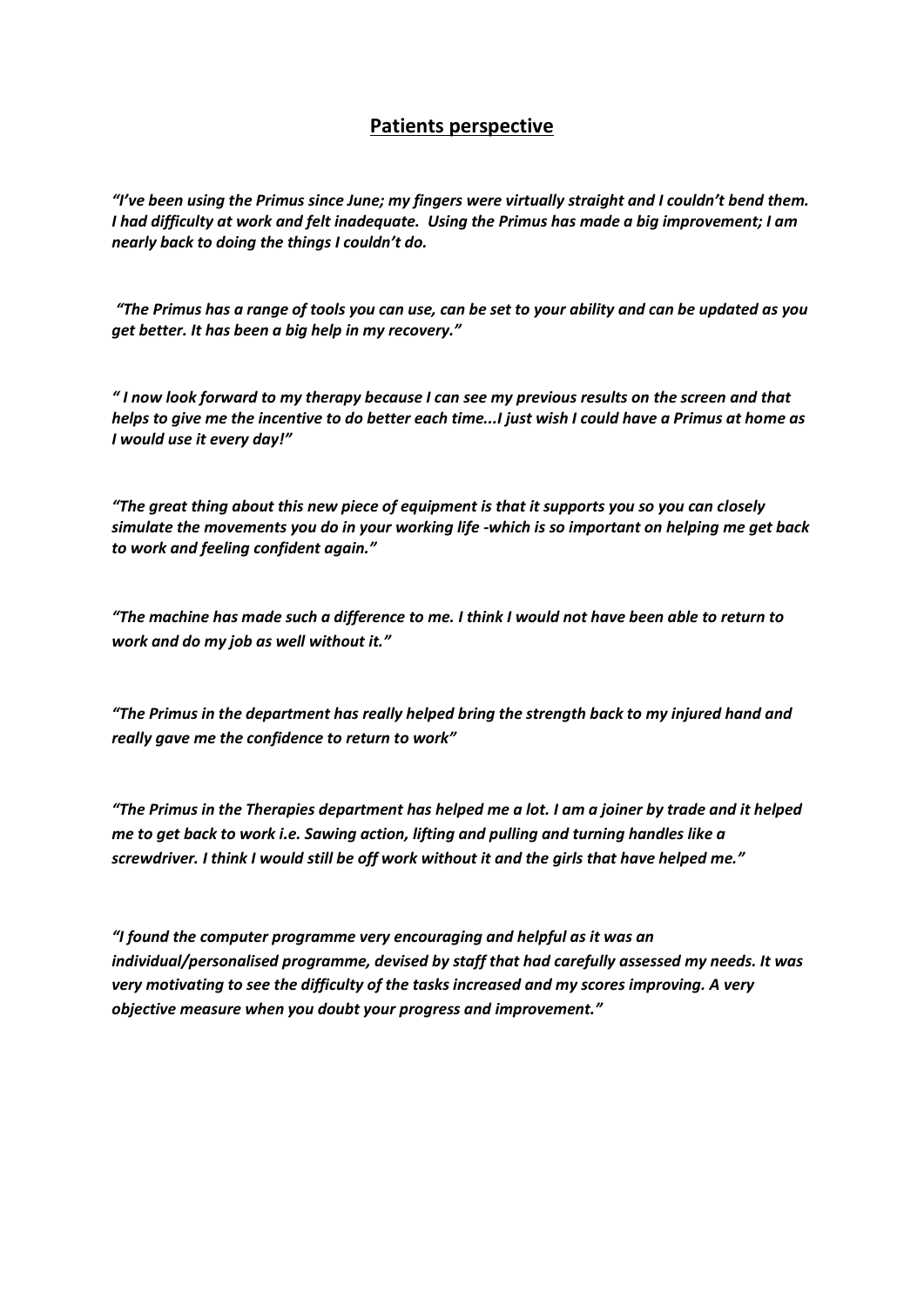## Patients perspective

*"I've been using the Primus since June; my fingers were virtually straight and I couldn't bend them. I had difficulty at work and felt inadequate. Using the Primus has made a big improvement; I am nearly back to doing the things I couldn't do.*

*"The Primus has a range of tools you can use, can be set to your ability and can be updated as you get better. It has been a big help in my recovery."*

*" I now look forward to my therapy because I can see my previous results on the screen and that helps to give me the incentive to do better each time...I just wish I could have a Primus at home as I would use it every day!"*

*"The great thing about this new piece of equipment is that it supports you so you can closely simulate the movements you do in your working life -which is so important on helping me get back to work and feeling confident again."*

*"The machine has made such a difference to me. I think I would not have been able to return to work and do my job as well without it."*

*"The Primus in the department has really helped bring the strength back to my injured hand and really gave me the confidence to return to work"*

*"The Primus in the Therapies department has helped me a lot. I am a joiner by trade and it helped me to get back to work i.e. Sawing action, lifting and pulling and turning handles like a screwdriver. I think I would still be off work without it and the girls that have helped me."*

*"I found the computer programme very encouraging and helpful as it was an individual/personalised programme, devised by staff that had carefully assessed my needs. It was very motivating to see the difficulty of the tasks increased and my scores improving. A very objective measure when you doubt your progress and improvement."*